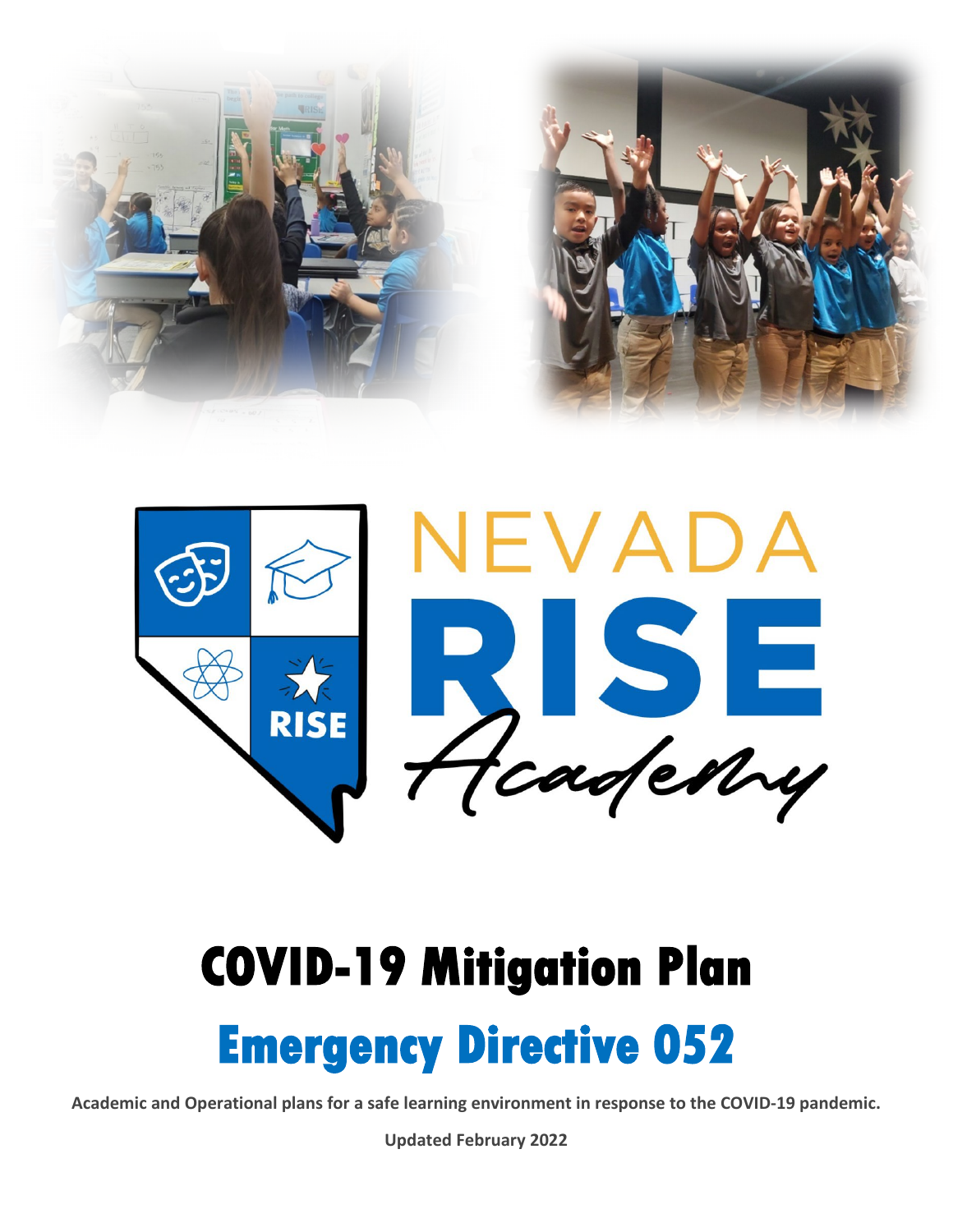# COVID-19 Mitigation Plan

# Emergency Directive 052

**Academic and Operational plans for a safe learning environment in response to the COVID-19 pandemic.**

**Updated February 2022**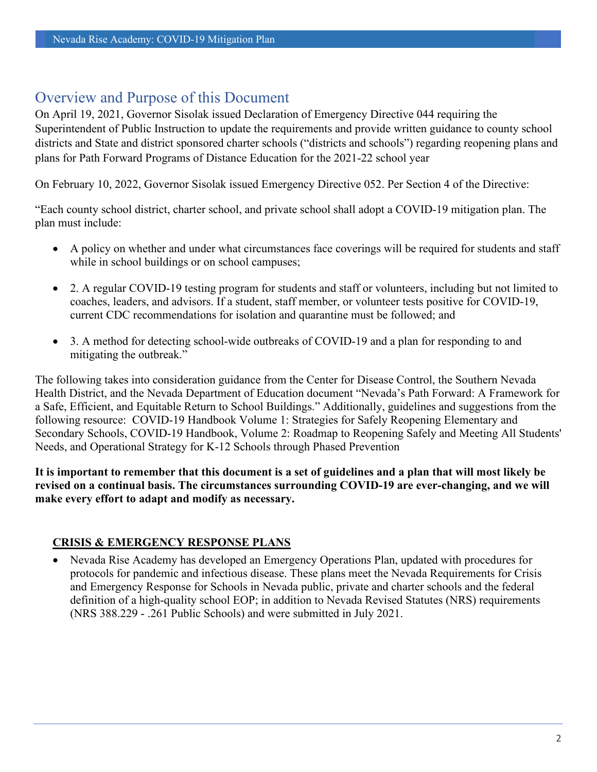## Overview and Purpose of this Document

On April 19, 2021, Governor Sisolak issued Declaration of Emergency Directive 044 requiring the Superintendent of Public Instruction to update the requirements and provide written guidance to county school districts and State and district sponsored charter schools ("districts and schools") regarding reopening plans and plans for Path Forward Programs of Distance Education for the 2021-22 school year

On February 10, 2022, Governor Sisolak issued Emergency Directive 052. Per Section 4 of the Directive:

"Each county school district, charter school, and private school shall adopt a COVID-19 mitigation plan. The plan must include:

- A policy on whether and under what circumstances face coverings will be required for students and staff while in school buildings or on school campuses;
- 2. A regular COVID-19 testing program for students and staff or volunteers, including but not limited to coaches, leaders, and advisors. If a student, staff member, or volunteer tests positive for COVID-19, current CDC recommendations for isolation and quarantine must be followed; and
- 3. A method for detecting school-wide outbreaks of COVID-19 and a plan for responding to and mitigating the outbreak."

The following takes into consideration guidance from the Center for Disease Control, the Southern Nevada Health District, and the Nevada Department of Education document "Nevada's Path Forward: A Framework for a Safe, Efficient, and Equitable Return to School Buildings." Additionally, guidelines and suggestions from the following resource: COVID-19 Handbook Volume 1: Strategies for Safely Reopening Elementary and Secondary Schools, COVID-19 Handbook, Volume 2: Roadmap to Reopening Safely and Meeting All Students' Needs, and Operational Strategy for K-12 Schools through Phased Prevention

**It is important to remember that this document is a set of guidelines and a plan that will most likely be revised on a continual basis. The circumstances surrounding COVID-19 are ever-changing, and we will make every effort to adapt and modify as necessary.**

### CRISIS & EMERGENCY RESPONSE PLANS

- Nevada Rise Academy has developed an Emergency Operations Plan, updated with procedures for protocols for pandemic and infectious disease. These plans meet the Nevada Requirements for Crisis and Emergency Response for Schools in Nevada public, private and charter schools and the federal definition of a high-quality school EOP; in addition to Nevada Revised Statutes (NRS) requirements (NRS 388.229 - .261 Public Schools) and were submitted in July 2021.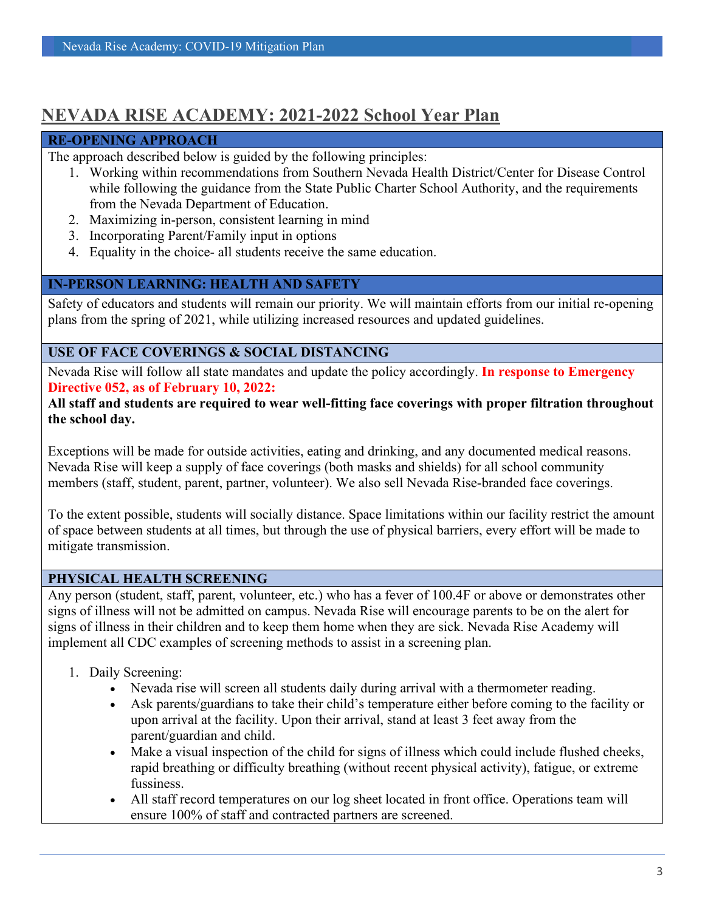# NEVADA RISE ACADEMY: 2021-2022 School Year Plan

## RE-OPENING APPROACH

The approach described below is guided by the following principles:

1. Working within recommendations from Southern Nevada Health District/Center for Disease Control while following the guidance from the State Public Charter School Authority, and the requirements from the Nevada Department of Education.
2. Maximizing in-person, consistent learning in mind
3. Incorporating Parent/Family input in options
4. Equality in the choice- all students receive the same education.

## IN-PERSON LEARNING: HEALTH AND SAFETY

Safety of educators and students will remain our priority. We will maintain efforts from our initial re-opening plans from the spring of 2021, while utilizing increased resources and updated guidelines.

### USE OF FACE COVERINGS & SOCIAL DISTANCING

Nevada Rise will follow all state mandates and update the policy accordingly. **In response to Emergency Directive 052, as of February 10, 2022:**

**All staff and students are required to wear well-fitting face coverings with proper filtration throughout the school day.**

Exceptions will be made for outside activities, eating and drinking, and any documented medical reasons. Nevada Rise will keep a supply of face coverings (both masks and shields) for all school community members (staff, student, parent, partner, volunteer). We also sell Nevada Rise-branded face coverings.

To the extent possible, students will socially distance. Space limitations within our facility restrict the amount of space between students at all times, but through the use of physical barriers, every effort will be made to mitigate transmission.

### PHYSICAL HEALTH SCREENING

Any person (student, staff, parent, volunteer, etc.) who has a fever of 100.4F or above or demonstrates other signs of illness will not be admitted on campus. Nevada Rise will encourage parents to be on the alert for signs of illness in their children and to keep them home when they are sick. Nevada Rise Academy will implement all CDC examples of screening methods to assist in a screening plan.

1. Daily Screening:
   - Nevada rise will screen all students daily during arrival with a thermometer reading.
   - Ask parents/guardians to take their child's temperature either before coming to the facility or upon arrival at the facility. Upon their arrival, stand at least 3 feet away from the parent/guardian and child.
   - Make a visual inspection of the child for signs of illness which could include flushed cheeks, rapid breathing or difficulty breathing (without recent physical activity), fatigue, or extreme fussiness.
   - All staff record temperatures on our log sheet located in front office. Operations team will ensure 100% of staff and contracted partners are screened.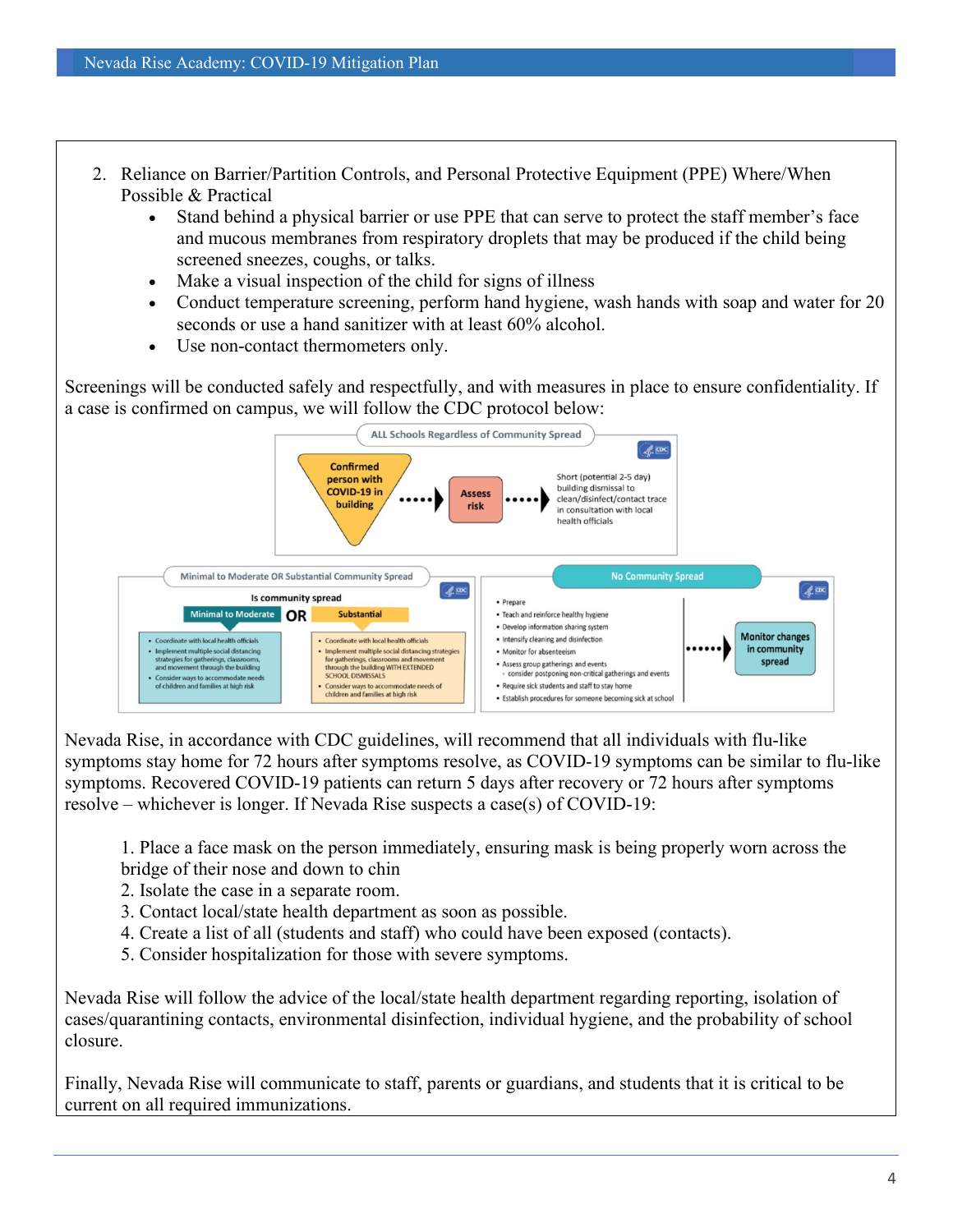2. Reliance on Barrier/Partition Controls, and Personal Protective Equipment (PPE) Where/When Possible & Practical
    - Stand behind a physical barrier or use PPE that can serve to protect the staff member's face and mucous membranes from respiratory droplets that may be produced if the child being screened sneezes, coughs, or talks.
    - Make a visual inspection of the child for signs of illness
    - Conduct temperature screening, perform hand hygiene, wash hands with soap and water for 20 seconds or use a hand sanitizer with at least 60% alcohol.
    - Use non-contact thermometers only.

Screenings will be conducted safely and respectfully, and with measures in place to ensure confidentiality. If a case is confirmed on campus, we will follow the CDC protocol below:

**ALL Schools Regardless of Community Spread**

Confirmed person with COVID-19 in building → Assess risk → Short (potential 2-5 day) building dismissal to clean/disinfect/contact trace in consultation with local health officials

**Minimal to Moderate OR Substantial Community Spread**

Is community spread

| Minimal to Moderate | Substantial |
|---|---|
| • Coordinate with local health officials<br>• Implement multiple social distancing strategies for gatherings, classrooms, and movement through the building<br>• Consider ways to accommodate needs of children and families at high risk | • Coordinate with local health officials<br>• Implement multiple social distancing strategies for gatherings, classrooms and movement through the building WITH EXTENDED SCHOOL DISMISSALS<br>• Consider ways to accommodate needs of children and families at high risk |

**No Community Spread**

- Prepare
- Teach and reinforce healthy hygiene
- Develop information sharing system
- Intensify cleaning and disinfection
- Monitor for absenteeism
- Assess group gatherings and events
    - consider postponing non-critical gatherings and events
- Require sick students and staff to stay home
- Establish procedures for someone becoming sick at school

→ Monitor changes in community spread

Nevada Rise, in accordance with CDC guidelines, will recommend that all individuals with flu-like symptoms stay home for 72 hours after symptoms resolve, as COVID-19 symptoms can be similar to flu-like symptoms. Recovered COVID-19 patients can return 5 days after recovery or 72 hours after symptoms resolve – whichever is longer. If Nevada Rise suspects a case(s) of COVID-19:

1. Place a face mask on the person immediately, ensuring mask is being properly worn across the bridge of their nose and down to chin
2. Isolate the case in a separate room.
3. Contact local/state health department as soon as possible.
4. Create a list of all (students and staff) who could have been exposed (contacts).
5. Consider hospitalization for those with severe symptoms.

Nevada Rise will follow the advice of the local/state health department regarding reporting, isolation of cases/quarantining contacts, environmental disinfection, individual hygiene, and the probability of school closure.

Finally, Nevada Rise will communicate to staff, parents or guardians, and students that it is critical to be current on all required immunizations.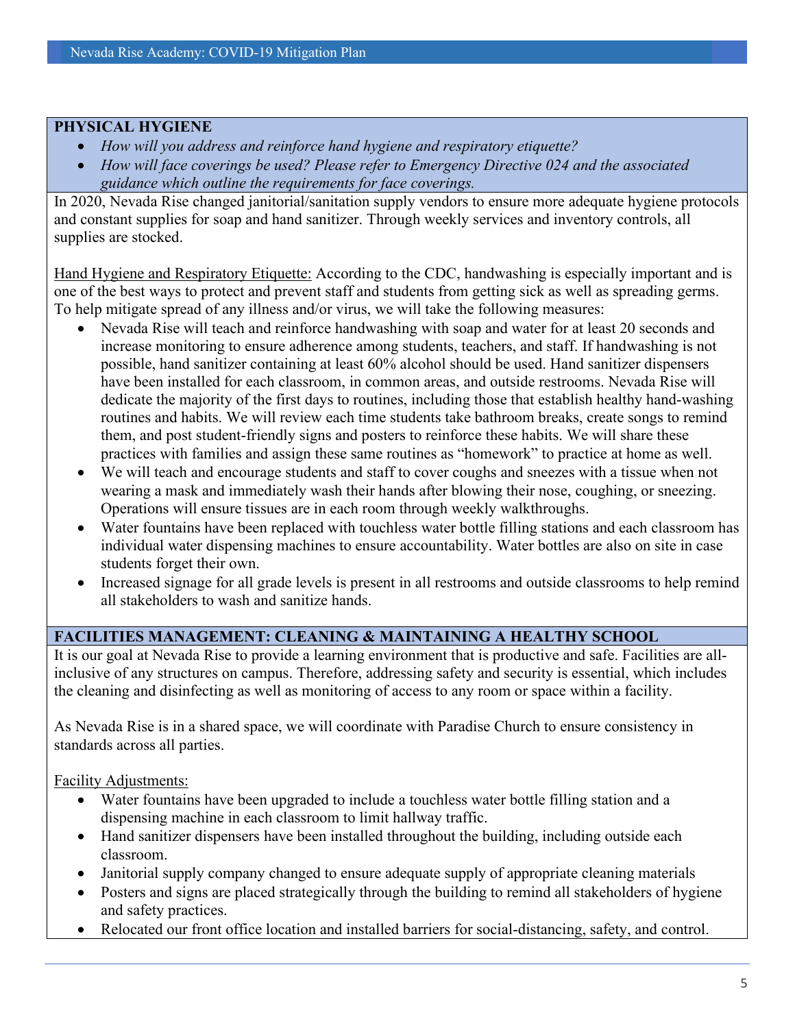## PHYSICAL HYGIENE

- *How will you address and reinforce hand hygiene and respiratory etiquette?*
- *How will face coverings be used? Please refer to Emergency Directive 024 and the associated guidance which outline the requirements for face coverings.*

In 2020, Nevada Rise changed janitorial/sanitation supply vendors to ensure more adequate hygiene protocols and constant supplies for soap and hand sanitizer. Through weekly services and inventory controls, all supplies are stocked.

<u>Hand Hygiene and Respiratory Etiquette:</u> According to the CDC, handwashing is especially important and is one of the best ways to protect and prevent staff and students from getting sick as well as spreading germs. To help mitigate spread of any illness and/or virus, we will take the following measures:

- Nevada Rise will teach and reinforce handwashing with soap and water for at least 20 seconds and increase monitoring to ensure adherence among students, teachers, and staff. If handwashing is not possible, hand sanitizer containing at least 60% alcohol should be used. Hand sanitizer dispensers have been installed for each classroom, in common areas, and outside restrooms. Nevada Rise will dedicate the majority of the first days to routines, including those that establish healthy hand-washing routines and habits. We will review each time students take bathroom breaks, create songs to remind them, and post student-friendly signs and posters to reinforce these habits. We will share these practices with families and assign these same routines as "homework" to practice at home as well.
- We will teach and encourage students and staff to cover coughs and sneezes with a tissue when not wearing a mask and immediately wash their hands after blowing their nose, coughing, or sneezing. Operations will ensure tissues are in each room through weekly walkthroughs.
- Water fountains have been replaced with touchless water bottle filling stations and each classroom has individual water dispensing machines to ensure accountability. Water bottles are also on site in case students forget their own.
- Increased signage for all grade levels is present in all restrooms and outside classrooms to help remind all stakeholders to wash and sanitize hands.

## FACILITIES MANAGEMENT: CLEANING & MAINTAINING A HEALTHY SCHOOL

It is our goal at Nevada Rise to provide a learning environment that is productive and safe. Facilities are all-inclusive of any structures on campus. Therefore, addressing safety and security is essential, which includes the cleaning and disinfecting as well as monitoring of access to any room or space within a facility.

As Nevada Rise is in a shared space, we will coordinate with Paradise Church to ensure consistency in standards across all parties.

<u>Facility Adjustments:</u>

- Water fountains have been upgraded to include a touchless water bottle filling station and a dispensing machine in each classroom to limit hallway traffic.
- Hand sanitizer dispensers have been installed throughout the building, including outside each classroom.
- Janitorial supply company changed to ensure adequate supply of appropriate cleaning materials
- Posters and signs are placed strategically through the building to remind all stakeholders of hygiene and safety practices.
- Relocated our front office location and installed barriers for social-distancing, safety, and control.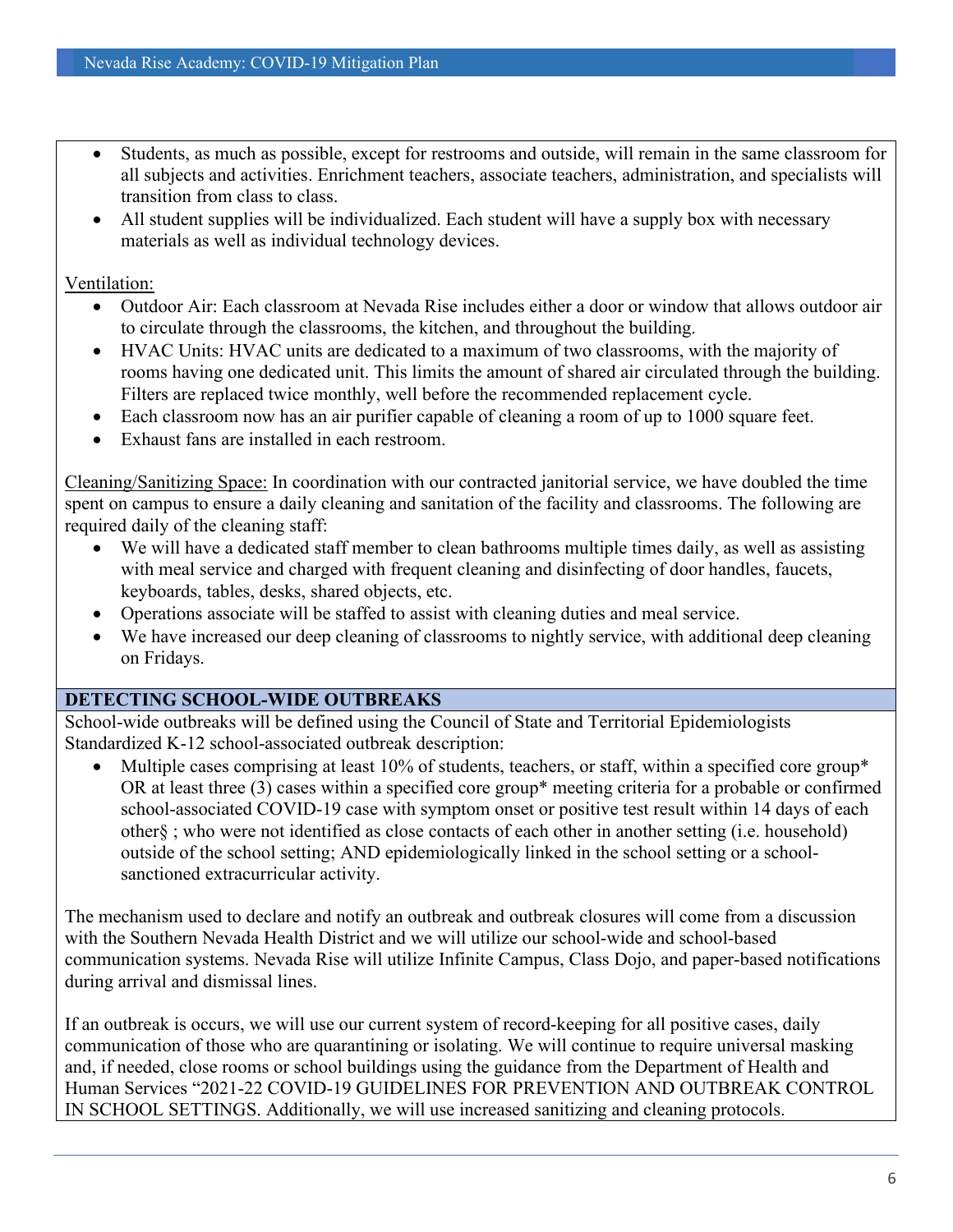- Students, as much as possible, except for restrooms and outside, will remain in the same classroom for all subjects and activities. Enrichment teachers, associate teachers, administration, and specialists will transition from class to class.
- All student supplies will be individualized. Each student will have a supply box with necessary materials as well as individual technology devices.

Ventilation:

- Outdoor Air: Each classroom at Nevada Rise includes either a door or window that allows outdoor air to circulate through the classrooms, the kitchen, and throughout the building.
- HVAC Units: HVAC units are dedicated to a maximum of two classrooms, with the majority of rooms having one dedicated unit. This limits the amount of shared air circulated through the building. Filters are replaced twice monthly, well before the recommended replacement cycle.
- Each classroom now has an air purifier capable of cleaning a room of up to 1000 square feet.
- Exhaust fans are installed in each restroom.

Cleaning/Sanitizing Space: In coordination with our contracted janitorial service, we have doubled the time spent on campus to ensure a daily cleaning and sanitation of the facility and classrooms. The following are required daily of the cleaning staff:

- We will have a dedicated staff member to clean bathrooms multiple times daily, as well as assisting with meal service and charged with frequent cleaning and disinfecting of door handles, faucets, keyboards, tables, desks, shared objects, etc.
- Operations associate will be staffed to assist with cleaning duties and meal service.
- We have increased our deep cleaning of classrooms to nightly service, with additional deep cleaning on Fridays.

## DETECTING SCHOOL-WIDE OUTBREAKS

School-wide outbreaks will be defined using the Council of State and Territorial Epidemiologists Standardized K-12 school-associated outbreak description:

- Multiple cases comprising at least 10% of students, teachers, or staff, within a specified core group* OR at least three (3) cases within a specified core group* meeting criteria for a probable or confirmed school-associated COVID-19 case with symptom onset or positive test result within 14 days of each other§ ; who were not identified as close contacts of each other in another setting (i.e. household) outside of the school setting; AND epidemiologically linked in the school setting or a school-sanctioned extracurricular activity.

The mechanism used to declare and notify an outbreak and outbreak closures will come from a discussion with the Southern Nevada Health District and we will utilize our school-wide and school-based communication systems. Nevada Rise will utilize Infinite Campus, Class Dojo, and paper-based notifications during arrival and dismissal lines.

If an outbreak is occurs, we will use our current system of record-keeping for all positive cases, daily communication of those who are quarantining or isolating. We will continue to require universal masking and, if needed, close rooms or school buildings using the guidance from the Department of Health and Human Services "2021-22 COVID-19 GUIDELINES FOR PREVENTION AND OUTBREAK CONTROL IN SCHOOL SETTINGS. Additionally, we will use increased sanitizing and cleaning protocols.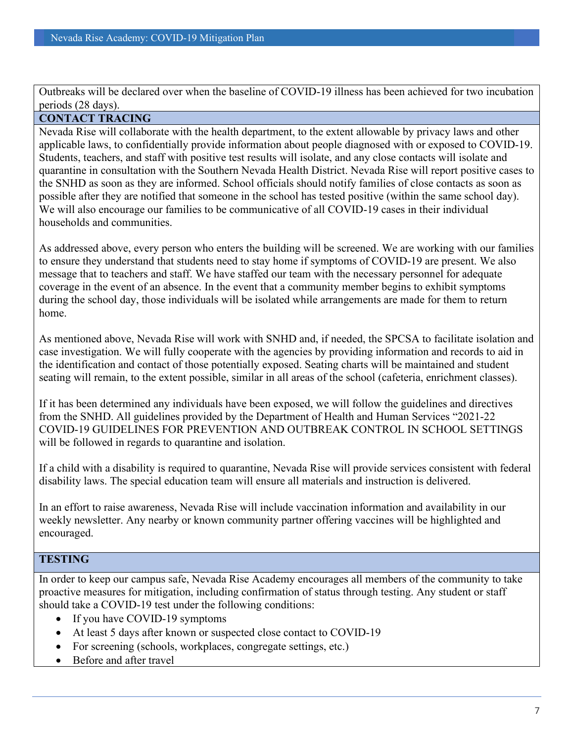Outbreaks will be declared over when the baseline of COVID-19 illness has been achieved for two incubation periods (28 days).

## CONTACT TRACING

Nevada Rise will collaborate with the health department, to the extent allowable by privacy laws and other applicable laws, to confidentially provide information about people diagnosed with or exposed to COVID-19. Students, teachers, and staff with positive test results will isolate, and any close contacts will isolate and quarantine in consultation with the Southern Nevada Health District. Nevada Rise will report positive cases to the SNHD as soon as they are informed. School officials should notify families of close contacts as soon as possible after they are notified that someone in the school has tested positive (within the same school day). We will also encourage our families to be communicative of all COVID-19 cases in their individual households and communities.

As addressed above, every person who enters the building will be screened. We are working with our families to ensure they understand that students need to stay home if symptoms of COVID-19 are present. We also message that to teachers and staff. We have staffed our team with the necessary personnel for adequate coverage in the event of an absence. In the event that a community member begins to exhibit symptoms during the school day, those individuals will be isolated while arrangements are made for them to return home.

As mentioned above, Nevada Rise will work with SNHD and, if needed, the SPCSA to facilitate isolation and case investigation. We will fully cooperate with the agencies by providing information and records to aid in the identification and contact of those potentially exposed. Seating charts will be maintained and student seating will remain, to the extent possible, similar in all areas of the school (cafeteria, enrichment classes).

If it has been determined any individuals have been exposed, we will follow the guidelines and directives from the SNHD. All guidelines provided by the Department of Health and Human Services "2021-22 COVID-19 GUIDELINES FOR PREVENTION AND OUTBREAK CONTROL IN SCHOOL SETTINGS will be followed in regards to quarantine and isolation.

If a child with a disability is required to quarantine, Nevada Rise will provide services consistent with federal disability laws. The special education team will ensure all materials and instruction is delivered.

In an effort to raise awareness, Nevada Rise will include vaccination information and availability in our weekly newsletter. Any nearby or known community partner offering vaccines will be highlighted and encouraged.

## TESTING

In order to keep our campus safe, Nevada Rise Academy encourages all members of the community to take proactive measures for mitigation, including confirmation of status through testing. Any student or staff should take a COVID-19 test under the following conditions:

- If you have COVID-19 symptoms
- At least 5 days after known or suspected close contact to COVID-19
- For screening (schools, workplaces, congregate settings, etc.)
- Before and after travel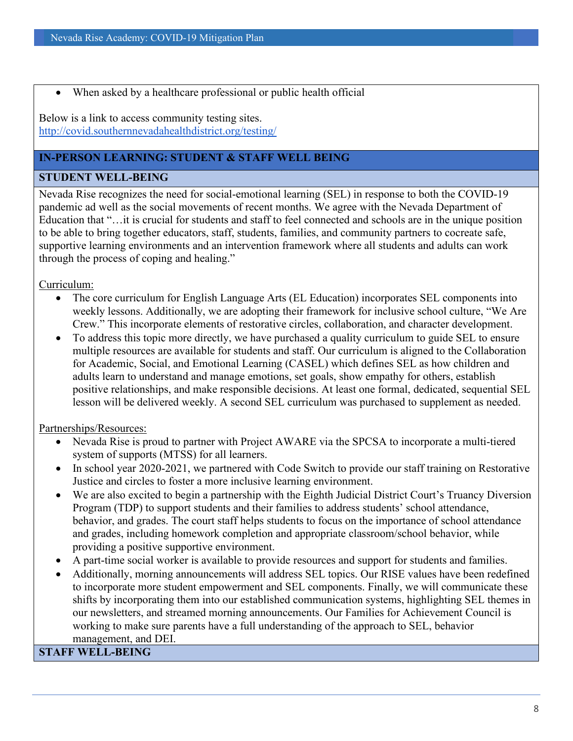- When asked by a healthcare professional or public health official

Below is a link to access community testing sites.
http://covid.southernnevadahealthdistrict.org/testing/

## IN-PERSON LEARNING: STUDENT & STAFF WELL BEING

### STUDENT WELL-BEING

Nevada Rise recognizes the need for social-emotional learning (SEL) in response to both the COVID-19 pandemic ad well as the social movements of recent months. We agree with the Nevada Department of Education that "…it is crucial for students and staff to feel connected and schools are in the unique position to be able to bring together educators, staff, students, families, and community partners to cocreate safe, supportive learning environments and an intervention framework where all students and adults can work through the process of coping and healing."

Curriculum:

- The core curriculum for English Language Arts (EL Education) incorporates SEL components into weekly lessons. Additionally, we are adopting their framework for inclusive school culture, "We Are Crew." This incorporate elements of restorative circles, collaboration, and character development.
- To address this topic more directly, we have purchased a quality curriculum to guide SEL to ensure multiple resources are available for students and staff. Our curriculum is aligned to the Collaboration for Academic, Social, and Emotional Learning (CASEL) which defines SEL as how children and adults learn to understand and manage emotions, set goals, show empathy for others, establish positive relationships, and make responsible decisions. At least one formal, dedicated, sequential SEL lesson will be delivered weekly. A second SEL curriculum was purchased to supplement as needed.

Partnerships/Resources:

- Nevada Rise is proud to partner with Project AWARE via the SPCSA to incorporate a multi-tiered system of supports (MTSS) for all learners.
- In school year 2020-2021, we partnered with Code Switch to provide our staff training on Restorative Justice and circles to foster a more inclusive learning environment.
- We are also excited to begin a partnership with the Eighth Judicial District Court's Truancy Diversion Program (TDP) to support students and their families to address students' school attendance, behavior, and grades. The court staff helps students to focus on the importance of school attendance and grades, including homework completion and appropriate classroom/school behavior, while providing a positive supportive environment.
- A part-time social worker is available to provide resources and support for students and families.
- Additionally, morning announcements will address SEL topics. Our RISE values have been redefined to incorporate more student empowerment and SEL components. Finally, we will communicate these shifts by incorporating them into our established communication systems, highlighting SEL themes in our newsletters, and streamed morning announcements. Our Families for Achievement Council is working to make sure parents have a full understanding of the approach to SEL, behavior management, and DEI.

### STAFF WELL-BEING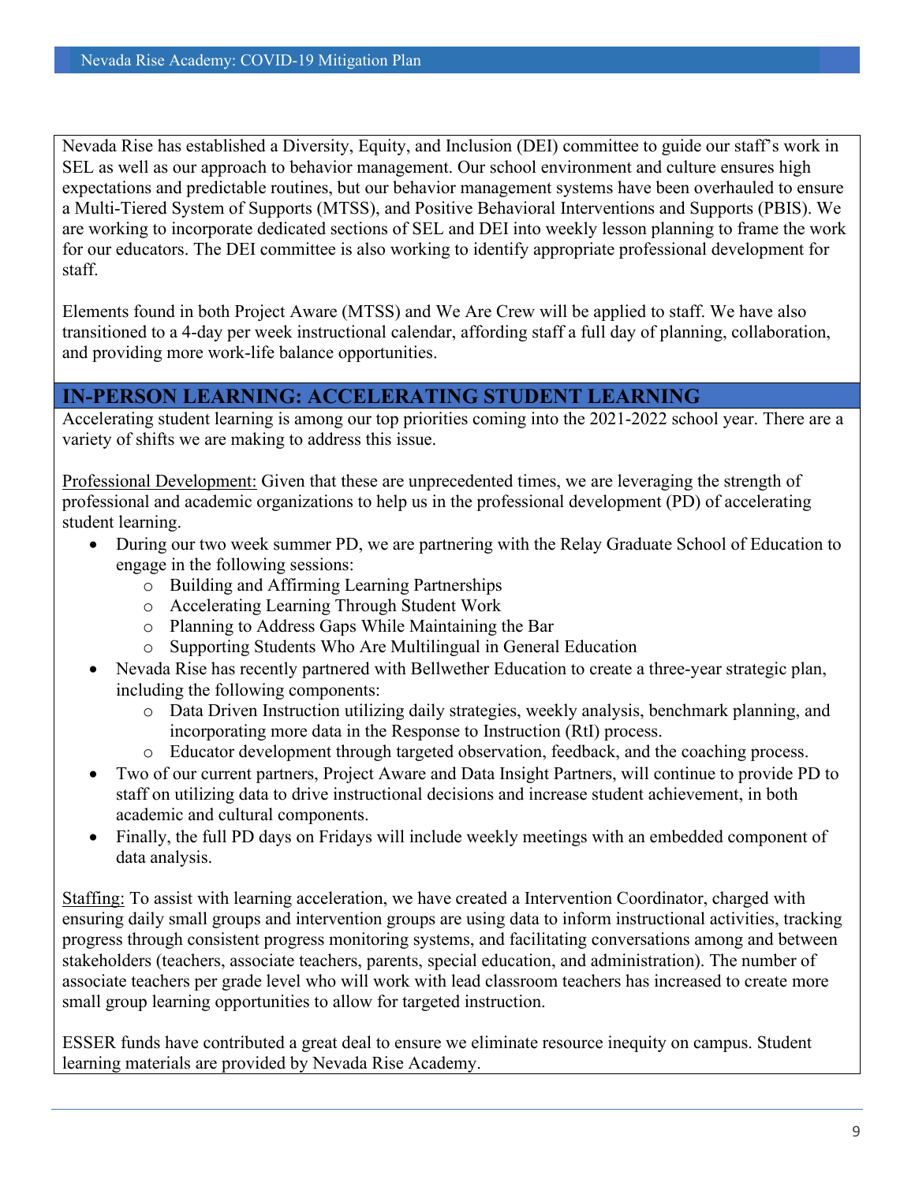Nevada Rise has established a Diversity, Equity, and Inclusion (DEI) committee to guide our staff's work in SEL as well as our approach to behavior management. Our school environment and culture ensures high expectations and predictable routines, but our behavior management systems have been overhauled to ensure a Multi-Tiered System of Supports (MTSS), and Positive Behavioral Interventions and Supports (PBIS). We are working to incorporate dedicated sections of SEL and DEI into weekly lesson planning to frame the work for our educators. The DEI committee is also working to identify appropriate professional development for staff.

Elements found in both Project Aware (MTSS) and We Are Crew will be applied to staff. We have also transitioned to a 4-day per week instructional calendar, affording staff a full day of planning, collaboration, and providing more work-life balance opportunities.

## IN-PERSON LEARNING: ACCELERATING STUDENT LEARNING

Accelerating student learning is among our top priorities coming into the 2021-2022 school year. There are a variety of shifts we are making to address this issue.

Professional Development: Given that these are unprecedented times, we are leveraging the strength of professional and academic organizations to help us in the professional development (PD) of accelerating student learning.

- During our two week summer PD, we are partnering with the Relay Graduate School of Education to engage in the following sessions:
  - Building and Affirming Learning Partnerships
  - Accelerating Learning Through Student Work
  - Planning to Address Gaps While Maintaining the Bar
  - Supporting Students Who Are Multilingual in General Education
- Nevada Rise has recently partnered with Bellwether Education to create a three-year strategic plan, including the following components:
  - Data Driven Instruction utilizing daily strategies, weekly analysis, benchmark planning, and incorporating more data in the Response to Instruction (RtI) process.
  - Educator development through targeted observation, feedback, and the coaching process.
- Two of our current partners, Project Aware and Data Insight Partners, will continue to provide PD to staff on utilizing data to drive instructional decisions and increase student achievement, in both academic and cultural components.
- Finally, the full PD days on Fridays will include weekly meetings with an embedded component of data analysis.

Staffing: To assist with learning acceleration, we have created a Intervention Coordinator, charged with ensuring daily small groups and intervention groups are using data to inform instructional activities, tracking progress through consistent progress monitoring systems, and facilitating conversations among and between stakeholders (teachers, associate teachers, parents, special education, and administration). The number of associate teachers per grade level who will work with lead classroom teachers has increased to create more small group learning opportunities to allow for targeted instruction.

ESSER funds have contributed a great deal to ensure we eliminate resource inequity on campus. Student learning materials are provided by Nevada Rise Academy.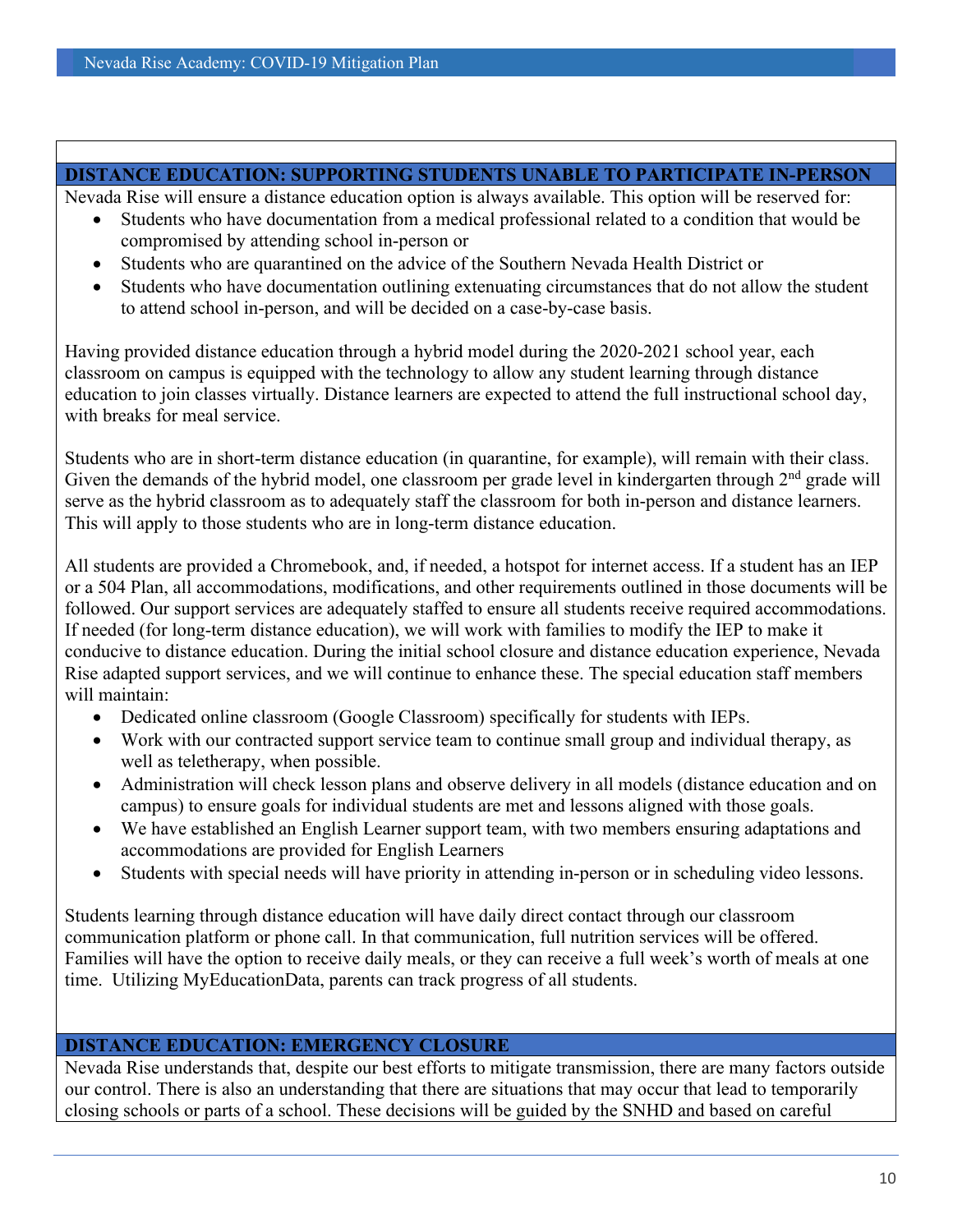## DISTANCE EDUCATION: SUPPORTING STUDENTS UNABLE TO PARTICIPATE IN-PERSON

Nevada Rise will ensure a distance education option is always available. This option will be reserved for:

- Students who have documentation from a medical professional related to a condition that would be compromised by attending school in-person or
- Students who are quarantined on the advice of the Southern Nevada Health District or
- Students who have documentation outlining extenuating circumstances that do not allow the student to attend school in-person, and will be decided on a case-by-case basis.

Having provided distance education through a hybrid model during the 2020-2021 school year, each classroom on campus is equipped with the technology to allow any student learning through distance education to join classes virtually. Distance learners are expected to attend the full instructional school day, with breaks for meal service.

Students who are in short-term distance education (in quarantine, for example), will remain with their class. Given the demands of the hybrid model, one classroom per grade level in kindergarten through 2nd grade will serve as the hybrid classroom as to adequately staff the classroom for both in-person and distance learners. This will apply to those students who are in long-term distance education.

All students are provided a Chromebook, and, if needed, a hotspot for internet access. If a student has an IEP or a 504 Plan, all accommodations, modifications, and other requirements outlined in those documents will be followed. Our support services are adequately staffed to ensure all students receive required accommodations. If needed (for long-term distance education), we will work with families to modify the IEP to make it conducive to distance education. During the initial school closure and distance education experience, Nevada Rise adapted support services, and we will continue to enhance these. The special education staff members will maintain:

- Dedicated online classroom (Google Classroom) specifically for students with IEPs.
- Work with our contracted support service team to continue small group and individual therapy, as well as teletherapy, when possible.
- Administration will check lesson plans and observe delivery in all models (distance education and on campus) to ensure goals for individual students are met and lessons aligned with those goals.
- We have established an English Learner support team, with two members ensuring adaptations and accommodations are provided for English Learners
- Students with special needs will have priority in attending in-person or in scheduling video lessons.

Students learning through distance education will have daily direct contact through our classroom communication platform or phone call. In that communication, full nutrition services will be offered. Families will have the option to receive daily meals, or they can receive a full week's worth of meals at one time. Utilizing MyEducationData, parents can track progress of all students.

## DISTANCE EDUCATION: EMERGENCY CLOSURE

Nevada Rise understands that, despite our best efforts to mitigate transmission, there are many factors outside our control. There is also an understanding that there are situations that may occur that lead to temporarily closing schools or parts of a school. These decisions will be guided by the SNHD and based on careful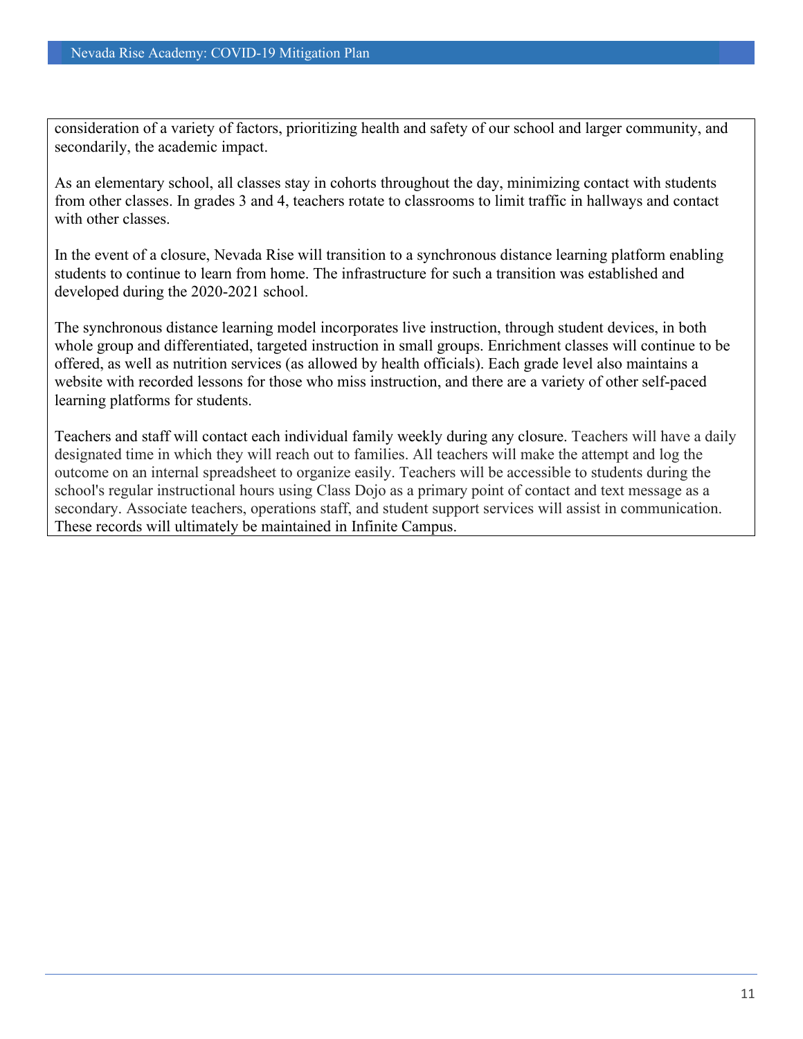consideration of a variety of factors, prioritizing health and safety of our school and larger community, and secondarily, the academic impact.

As an elementary school, all classes stay in cohorts throughout the day, minimizing contact with students from other classes. In grades 3 and 4, teachers rotate to classrooms to limit traffic in hallways and contact with other classes.

In the event of a closure, Nevada Rise will transition to a synchronous distance learning platform enabling students to continue to learn from home. The infrastructure for such a transition was established and developed during the 2020-2021 school.

The synchronous distance learning model incorporates live instruction, through student devices, in both whole group and differentiated, targeted instruction in small groups. Enrichment classes will continue to be offered, as well as nutrition services (as allowed by health officials). Each grade level also maintains a website with recorded lessons for those who miss instruction, and there are a variety of other self-paced learning platforms for students.

Teachers and staff will contact each individual family weekly during any closure. Teachers will have a daily designated time in which they will reach out to families. All teachers will make the attempt and log the outcome on an internal spreadsheet to organize easily. Teachers will be accessible to students during the school's regular instructional hours using Class Dojo as a primary point of contact and text message as a secondary. Associate teachers, operations staff, and student support services will assist in communication. These records will ultimately be maintained in Infinite Campus.